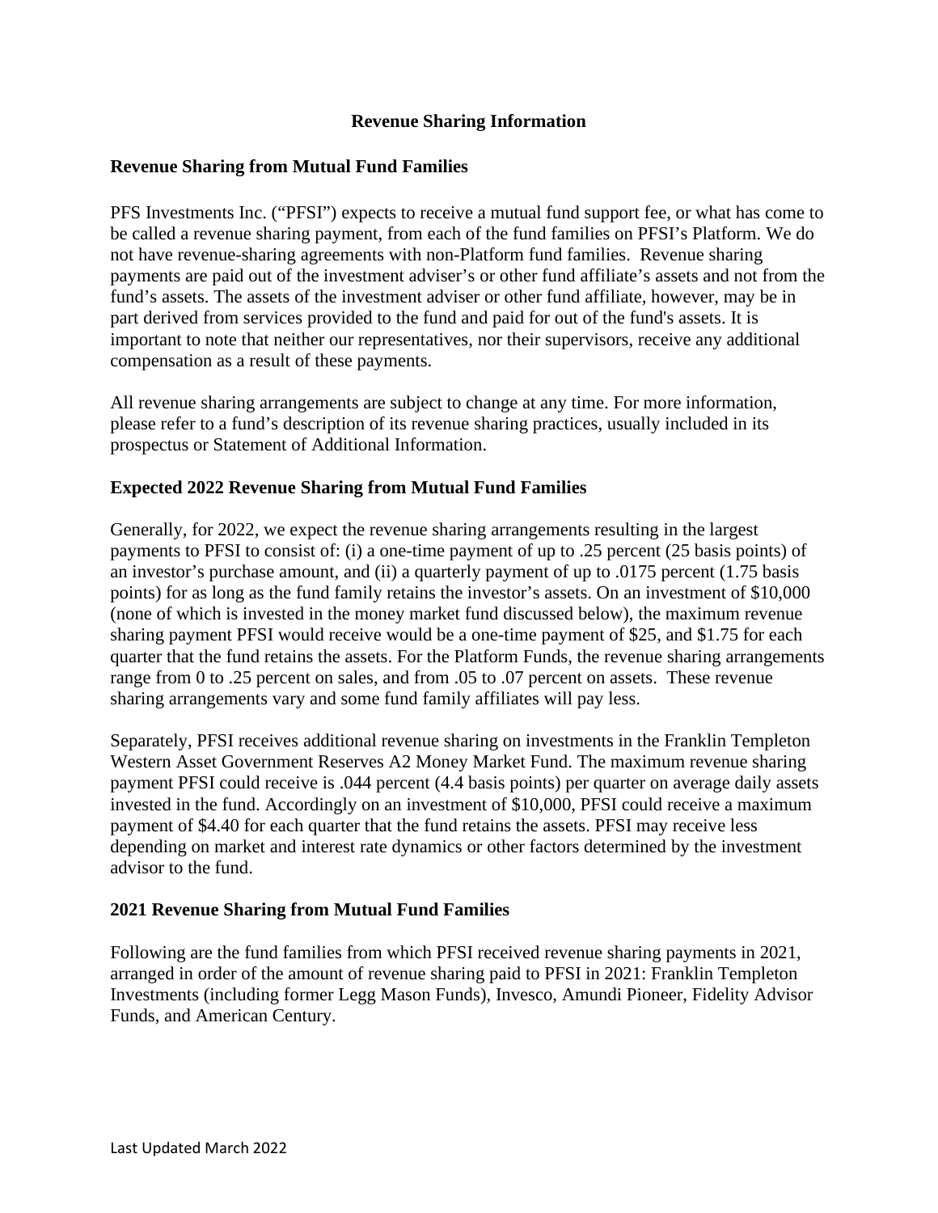# Revenue Sharing Information

## Revenue Sharing from Mutual Fund Families

PFS Investments Inc. ("PFSI") expects to receive a mutual fund support fee, or what has come to be called a revenue sharing payment, from each of the fund families on PFSI's Platform. We do not have revenue-sharing agreements with non-Platform fund families. Revenue sharing payments are paid out of the investment adviser's or other fund affiliate's assets and not from the fund's assets. The assets of the investment adviser or other fund affiliate, however, may be in part derived from services provided to the fund and paid for out of the fund's assets. It is important to note that neither our representatives, nor their supervisors, receive any additional compensation as a result of these payments.

All revenue sharing arrangements are subject to change at any time. For more information, please refer to a fund's description of its revenue sharing practices, usually included in its prospectus or Statement of Additional Information.

## Expected 2022 Revenue Sharing from Mutual Fund Families

Generally, for 2022, we expect the revenue sharing arrangements resulting in the largest payments to PFSI to consist of: (i) a one-time payment of up to .25 percent (25 basis points) of an investor's purchase amount, and (ii) a quarterly payment of up to .0175 percent (1.75 basis points) for as long as the fund family retains the investor's assets. On an investment of $10,000 (none of which is invested in the money market fund discussed below), the maximum revenue sharing payment PFSI would receive would be a one-time payment of $25, and $1.75 for each quarter that the fund retains the assets. For the Platform Funds, the revenue sharing arrangements range from 0 to .25 percent on sales, and from .05 to .07 percent on assets. These revenue sharing arrangements vary and some fund family affiliates will pay less.

Separately, PFSI receives additional revenue sharing on investments in the Franklin Templeton Western Asset Government Reserves A2 Money Market Fund. The maximum revenue sharing payment PFSI could receive is .044 percent (4.4 basis points) per quarter on average daily assets invested in the fund. Accordingly on an investment of $10,000, PFSI could receive a maximum payment of $4.40 for each quarter that the fund retains the assets. PFSI may receive less depending on market and interest rate dynamics or other factors determined by the investment advisor to the fund.

## 2021 Revenue Sharing from Mutual Fund Families

Following are the fund families from which PFSI received revenue sharing payments in 2021, arranged in order of the amount of revenue sharing paid to PFSI in 2021: Franklin Templeton Investments (including former Legg Mason Funds), Invesco, Amundi Pioneer, Fidelity Advisor Funds, and American Century.

Last Updated March 2022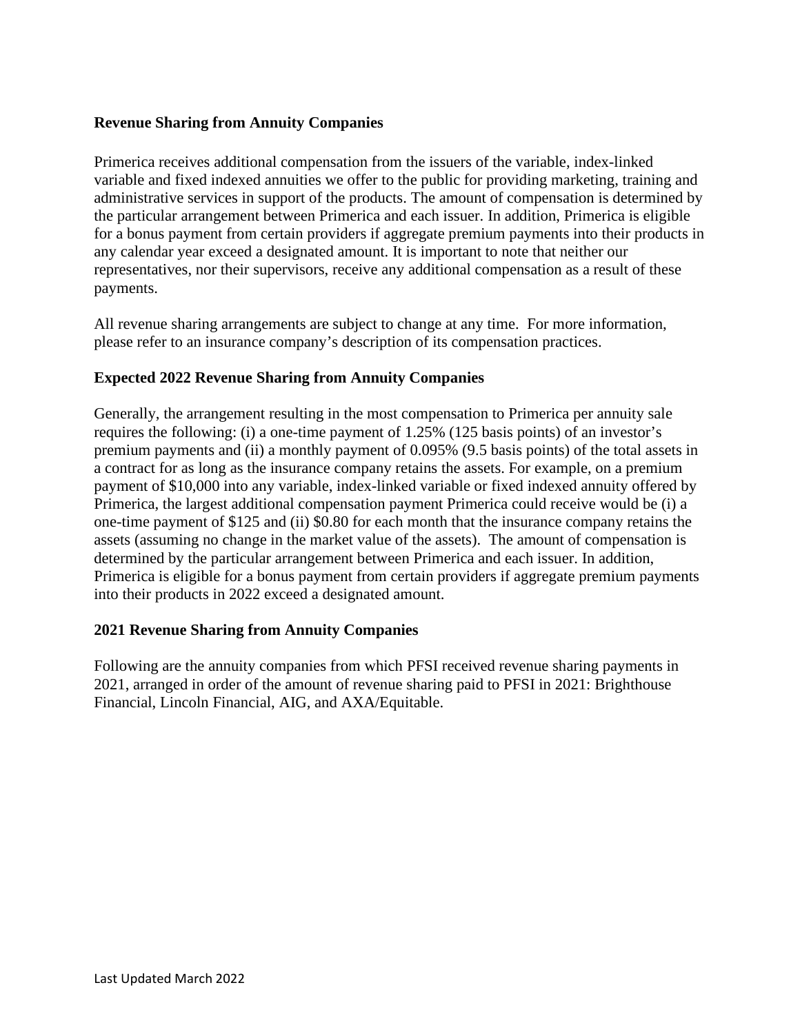**Revenue Sharing from Annuity Companies**

Primerica receives additional compensation from the issuers of the variable, index-linked variable and fixed indexed annuities we offer to the public for providing marketing, training and administrative services in support of the products. The amount of compensation is determined by the particular arrangement between Primerica and each issuer. In addition, Primerica is eligible for a bonus payment from certain providers if aggregate premium payments into their products in any calendar year exceed a designated amount. It is important to note that neither our representatives, nor their supervisors, receive any additional compensation as a result of these payments.

All revenue sharing arrangements are subject to change at any time. For more information, please refer to an insurance company's description of its compensation practices.

**Expected 2022 Revenue Sharing from Annuity Companies**

Generally, the arrangement resulting in the most compensation to Primerica per annuity sale requires the following: (i) a one-time payment of 1.25% (125 basis points) of an investor's premium payments and (ii) a monthly payment of 0.095% (9.5 basis points) of the total assets in a contract for as long as the insurance company retains the assets. For example, on a premium payment of $10,000 into any variable, index-linked variable or fixed indexed annuity offered by Primerica, the largest additional compensation payment Primerica could receive would be (i) a one-time payment of $125 and (ii) $0.80 for each month that the insurance company retains the assets (assuming no change in the market value of the assets). The amount of compensation is determined by the particular arrangement between Primerica and each issuer. In addition, Primerica is eligible for a bonus payment from certain providers if aggregate premium payments into their products in 2022 exceed a designated amount.

**2021 Revenue Sharing from Annuity Companies**

Following are the annuity companies from which PFSI received revenue sharing payments in 2021, arranged in order of the amount of revenue sharing paid to PFSI in 2021: Brighthouse Financial, Lincoln Financial, AIG, and AXA/Equitable.

Last Updated March 2022